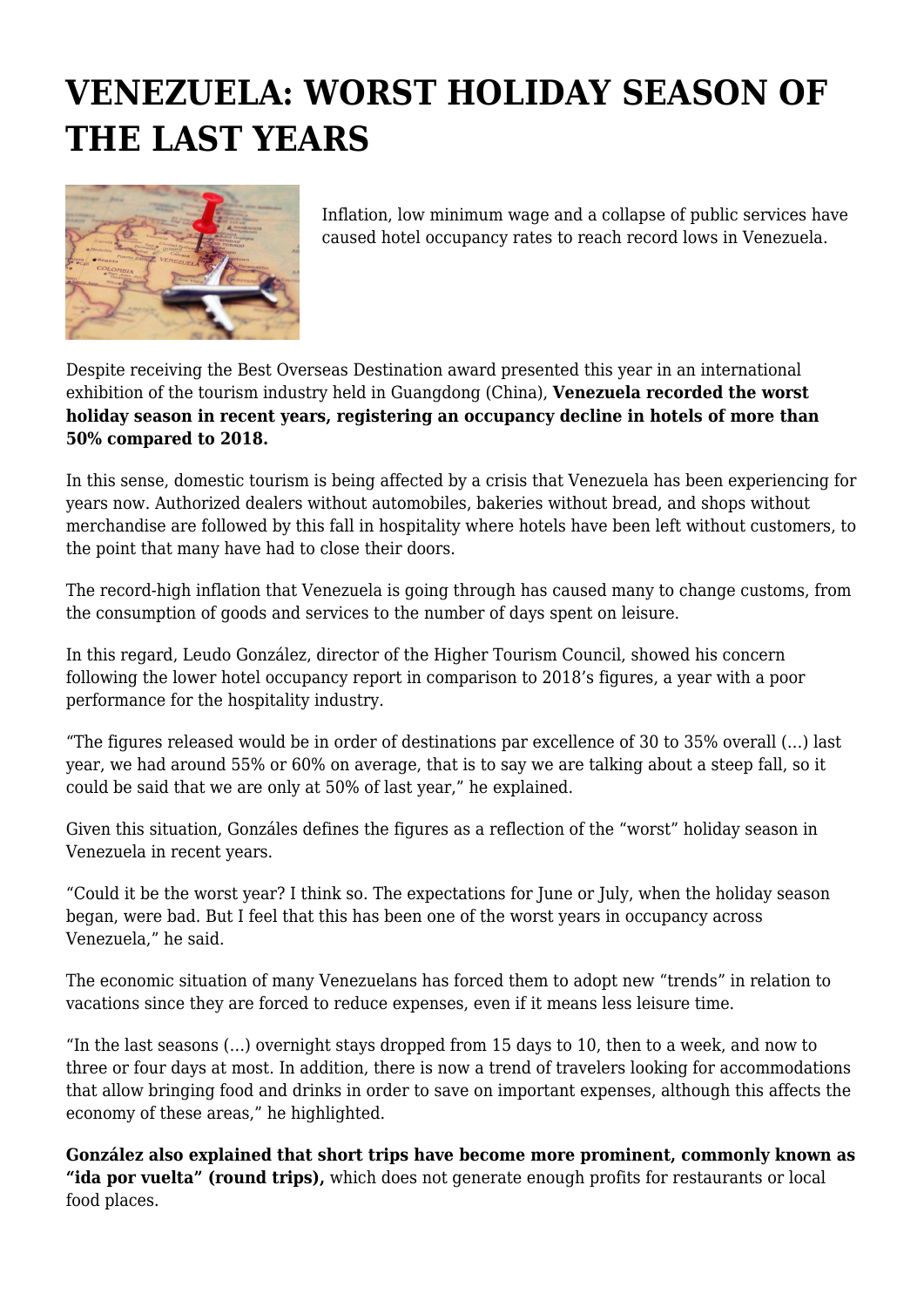# VENEZUELA: WORST HOLIDAY SEASON OF THE LAST YEARS

Inflation, low minimum wage and a collapse of public services have caused hotel occupancy rates to reach record lows in Venezuela.

Despite receiving the Best Overseas Destination award presented this year in an international exhibition of the tourism industry held in Guangdong (China), **Venezuela recorded the worst holiday season in recent years, registering an occupancy decline in hotels of more than 50% compared to 2018.**

In this sense, domestic tourism is being affected by a crisis that Venezuela has been experiencing for years now. Authorized dealers without automobiles, bakeries without bread, and shops without merchandise are followed by this fall in hospitality where hotels have been left without customers, to the point that many have had to close their doors.

The record-high inflation that Venezuela is going through has caused many to change customs, from the consumption of goods and services to the number of days spent on leisure.

In this regard, Leudo González, director of the Higher Tourism Council, showed his concern following the lower hotel occupancy report in comparison to 2018's figures, a year with a poor performance for the hospitality industry.

"The figures released would be in order of destinations par excellence of 30 to 35% overall (…) last year, we had around 55% or 60% on average, that is to say we are talking about a steep fall, so it could be said that we are only at 50% of last year," he explained.

Given this situation, Gonzáles defines the figures as a reflection of the "worst" holiday season in Venezuela in recent years.

"Could it be the worst year? I think so. The expectations for June or July, when the holiday season began, were bad. But I feel that this has been one of the worst years in occupancy across Venezuela," he said.

The economic situation of many Venezuelans has forced them to adopt new "trends" in relation to vacations since they are forced to reduce expenses, even if it means less leisure time.

"In the last seasons (…) overnight stays dropped from 15 days to 10, then to a week, and now to three or four days at most. In addition, there is now a trend of travelers looking for accommodations that allow bringing food and drinks in order to save on important expenses, although this affects the economy of these areas," he highlighted.

**González also explained that short trips have become more prominent, commonly known as "ida por vuelta" (round trips),** which does not generate enough profits for restaurants or local food places.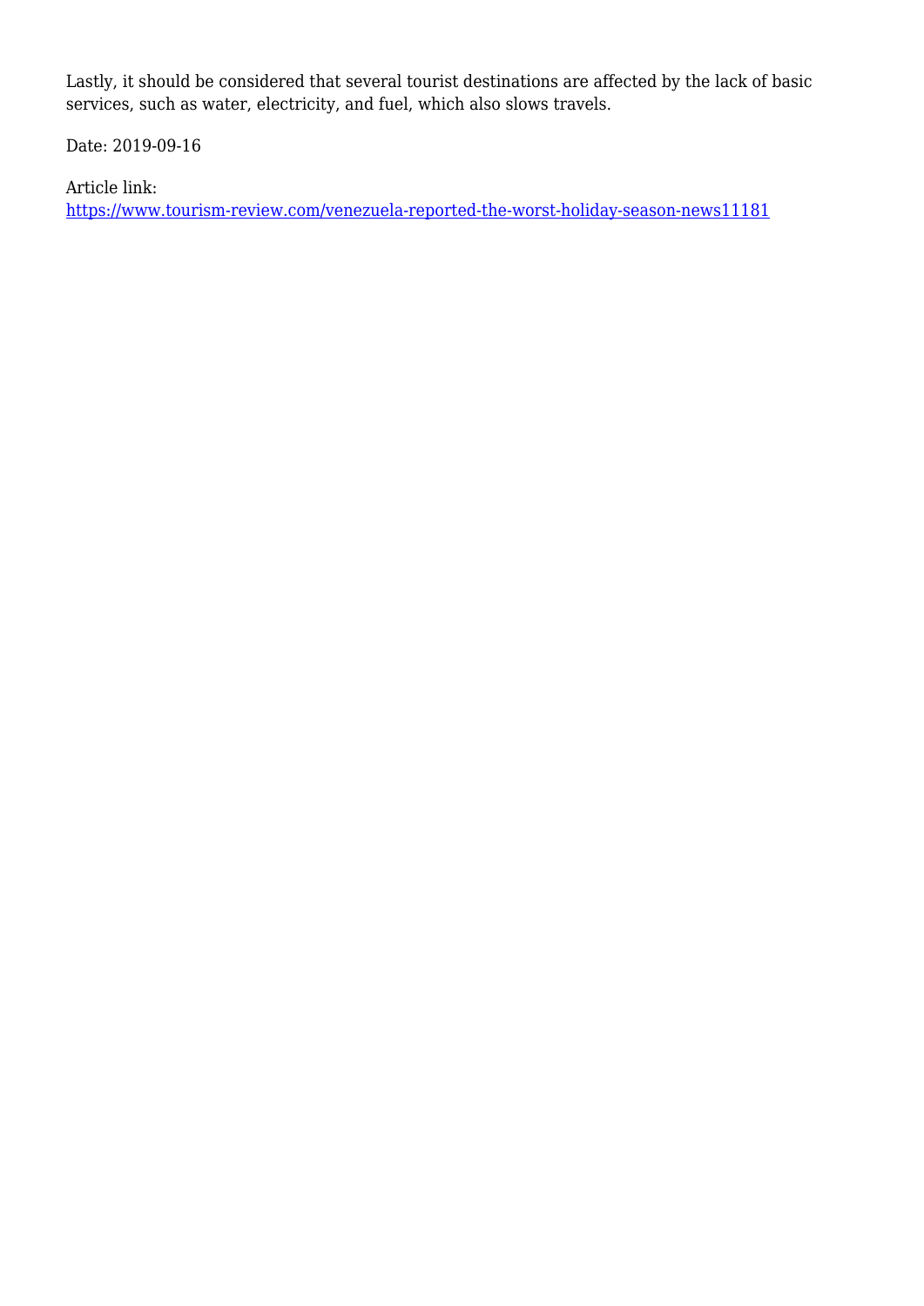Lastly, it should be considered that several tourist destinations are affected by the lack of basic services, such as water, electricity, and fuel, which also slows travels.

Date: 2019-09-16

Article link:
[https://www.tourism-review.com/venezuela-reported-the-worst-holiday-season-news11181](https://www.tourism-review.com/venezuela-reported-the-worst-holiday-season-news11181)